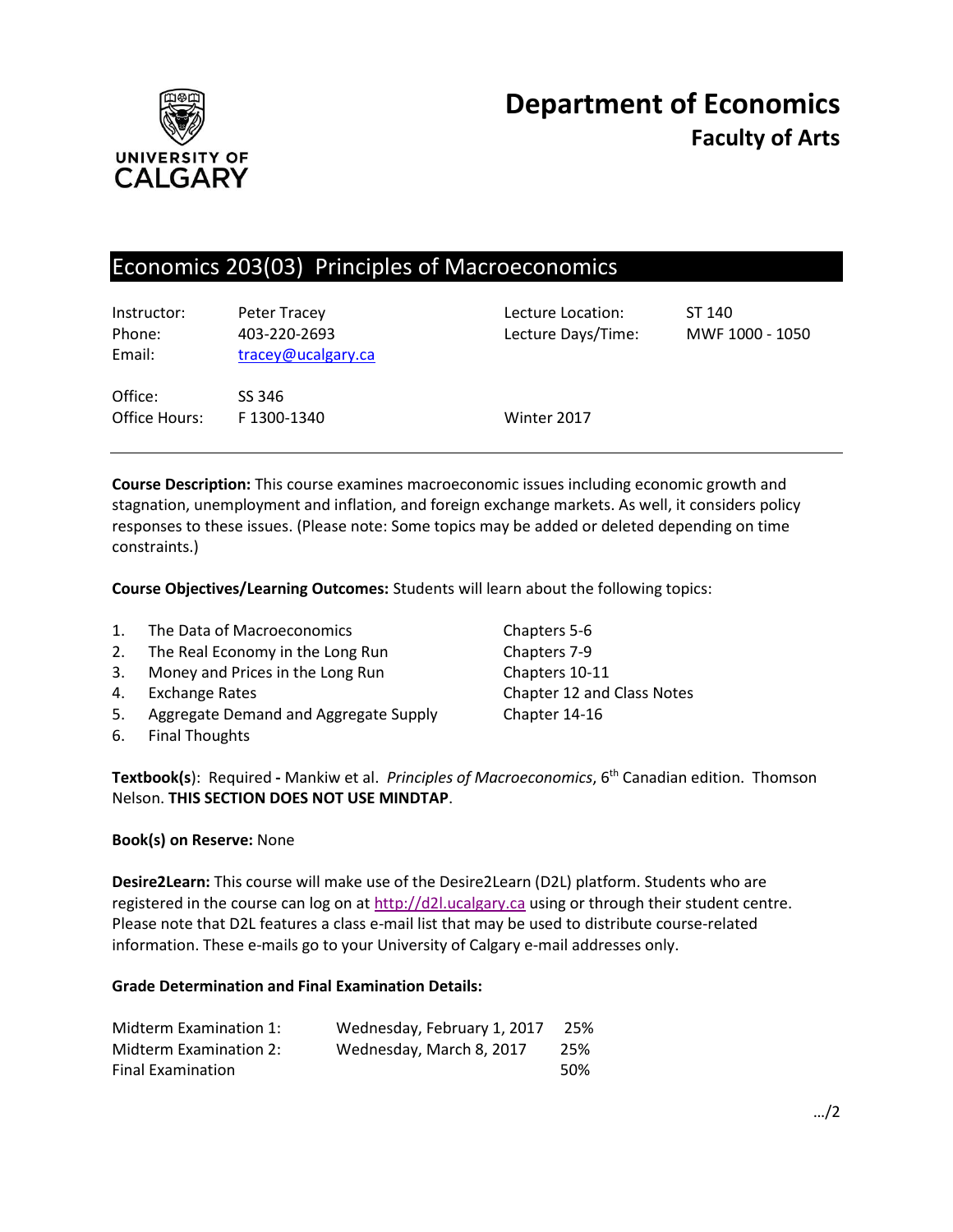# Department of Economics
## Faculty of Arts

UNIVERSITY OF CALGARY

## Economics 203(03) Principles of Macroeconomics

| | | | |
|---|---|---|---|
| Instructor: | Peter Tracey | Lecture Location: | ST 140 |
| Phone: | 403-220-2693 | Lecture Days/Time: | MWF 1000 - 1050 |
| Email: | tracey@ucalgary.ca | | |
| Office: | SS 346 | | |
| Office Hours: | F 1300-1340 | Winter 2017 | |

**Course Description:** This course examines macroeconomic issues including economic growth and stagnation, unemployment and inflation, and foreign exchange markets. As well, it considers policy responses to these issues. (Please note: Some topics may be added or deleted depending on time constraints.)

**Course Objectives/Learning Outcomes:** Students will learn about the following topics:

1. The Data of Macroeconomics — Chapters 5-6
2. The Real Economy in the Long Run — Chapters 7-9
3. Money and Prices in the Long Run — Chapters 10-11
4. Exchange Rates — Chapter 12 and Class Notes
5. Aggregate Demand and Aggregate Supply — Chapter 14-16
6. Final Thoughts

**Textbook(s)**: Required **-** Mankiw et al. *Principles of Macroeconomics*, 6th Canadian edition. Thomson Nelson. **THIS SECTION DOES NOT USE MINDTAP**.

**Book(s) on Reserve:** None

**Desire2Learn:** This course will make use of the Desire2Learn (D2L) platform. Students who are registered in the course can log on at http://d2l.ucalgary.ca using or through their student centre. Please note that D2L features a class e-mail list that may be used to distribute course-related information. These e-mails go to your University of Calgary e-mail addresses only.

**Grade Determination and Final Examination Details:**

| | | |
|---|---|---|
| Midterm Examination 1: | Wednesday, February 1, 2017 | 25% |
| Midterm Examination 2: | Wednesday, March 8, 2017 | 25% |
| Final Examination | | 50% |

.../2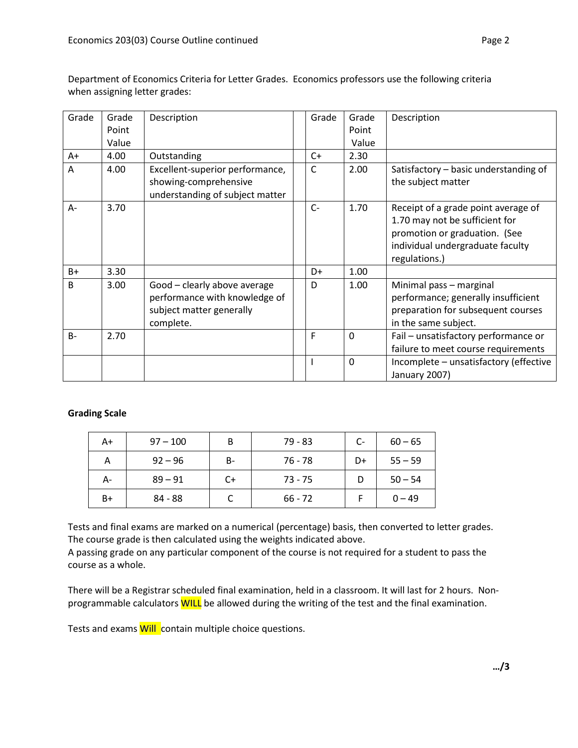Department of Economics Criteria for Letter Grades. Economics professors use the following criteria when assigning letter grades:

| Grade | Grade Point Value | Description | | Grade | Grade Point Value | Description |
|---|---|---|---|---|---|---|
| A+ | 4.00 | Outstanding | | C+ | 2.30 | |
| A | 4.00 | Excellent-superior performance, showing-comprehensive understanding of subject matter | | C | 2.00 | Satisfactory – basic understanding of the subject matter |
| A- | 3.70 | | | C- | 1.70 | Receipt of a grade point average of 1.70 may not be sufficient for promotion or graduation. (See individual undergraduate faculty regulations.) |
| B+ | 3.30 | | | D+ | 1.00 | |
| B | 3.00 | Good – clearly above average performance with knowledge of subject matter generally complete. | | D | 1.00 | Minimal pass – marginal performance; generally insufficient preparation for subsequent courses in the same subject. |
| B- | 2.70 | | | F | 0 | Fail – unsatisfactory performance or failure to meet course requirements |
| | | | | I | 0 | Incomplete – unsatisfactory (effective January 2007) |

**Grading Scale**

| A+ | 97 – 100 | B | 79 - 83 | C- | 60 – 65 |
|---|---|---|---|---|---|
| A | 92 – 96 | B- | 76 - 78 | D+ | 55 – 59 |
| A- | 89 – 91 | C+ | 73 - 75 | D | 50 – 54 |
| B+ | 84 - 88 | C | 66 - 72 | F | 0 – 49 |

Tests and final exams are marked on a numerical (percentage) basis, then converted to letter grades. The course grade is then calculated using the weights indicated above.
A passing grade on any particular component of the course is not required for a student to pass the course as a whole.

There will be a Registrar scheduled final examination, held in a classroom. It will last for 2 hours. Non-programmable calculators WILL be allowed during the writing of the test and the final examination.

Tests and exams Will contain multiple choice questions.

…/3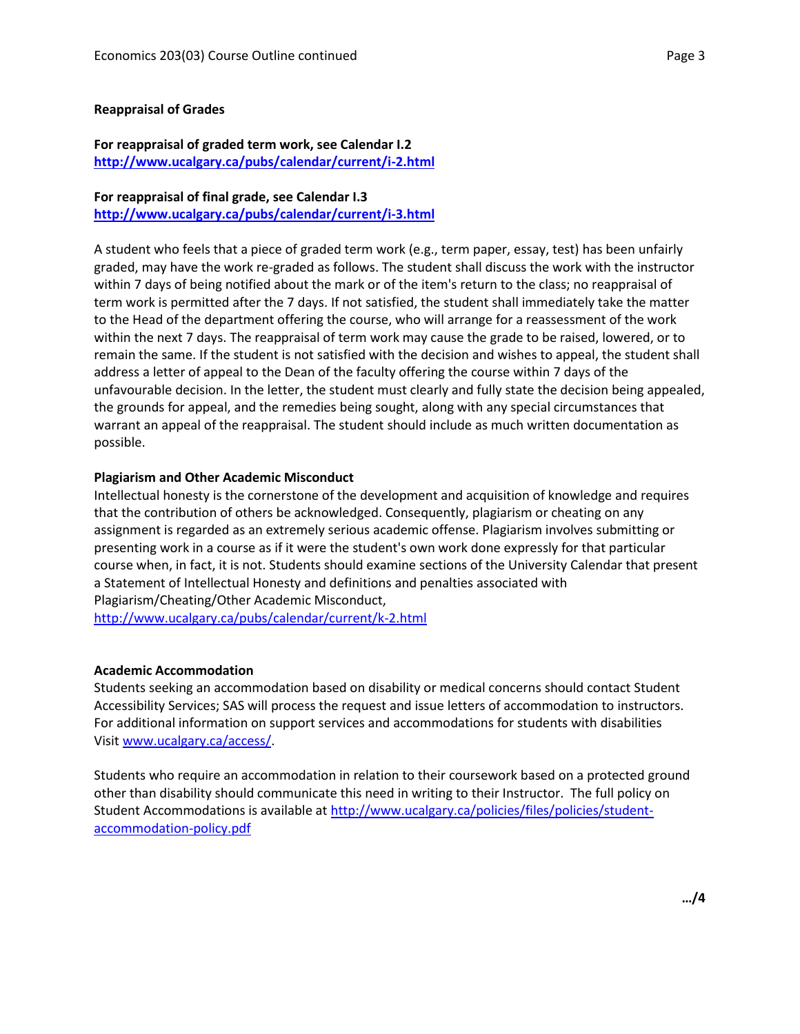**Reappraisal of Grades**

**For reappraisal of graded term work, see Calendar I.2**
**http://www.ucalgary.ca/pubs/calendar/current/i-2.html**

**For reappraisal of final grade, see Calendar I.3**
**http://www.ucalgary.ca/pubs/calendar/current/i-3.html**

A student who feels that a piece of graded term work (e.g., term paper, essay, test) has been unfairly graded, may have the work re-graded as follows. The student shall discuss the work with the instructor within 7 days of being notified about the mark or of the item's return to the class; no reappraisal of term work is permitted after the 7 days. If not satisfied, the student shall immediately take the matter to the Head of the department offering the course, who will arrange for a reassessment of the work within the next 7 days. The reappraisal of term work may cause the grade to be raised, lowered, or to remain the same. If the student is not satisfied with the decision and wishes to appeal, the student shall address a letter of appeal to the Dean of the faculty offering the course within 7 days of the unfavourable decision. In the letter, the student must clearly and fully state the decision being appealed, the grounds for appeal, and the remedies being sought, along with any special circumstances that warrant an appeal of the reappraisal. The student should include as much written documentation as possible.

**Plagiarism and Other Academic Misconduct**

Intellectual honesty is the cornerstone of the development and acquisition of knowledge and requires that the contribution of others be acknowledged. Consequently, plagiarism or cheating on any assignment is regarded as an extremely serious academic offense. Plagiarism involves submitting or presenting work in a course as if it were the student's own work done expressly for that particular course when, in fact, it is not. Students should examine sections of the University Calendar that present a Statement of Intellectual Honesty and definitions and penalties associated with Plagiarism/Cheating/Other Academic Misconduct,
http://www.ucalgary.ca/pubs/calendar/current/k-2.html

**Academic Accommodation**

Students seeking an accommodation based on disability or medical concerns should contact Student Accessibility Services; SAS will process the request and issue letters of accommodation to instructors. For additional information on support services and accommodations for students with disabilities Visit www.ucalgary.ca/access/.

Students who require an accommodation in relation to their coursework based on a protected ground other than disability should communicate this need in writing to their Instructor. The full policy on Student Accommodations is available at http://www.ucalgary.ca/policies/files/policies/student-accommodation-policy.pdf

**…/4**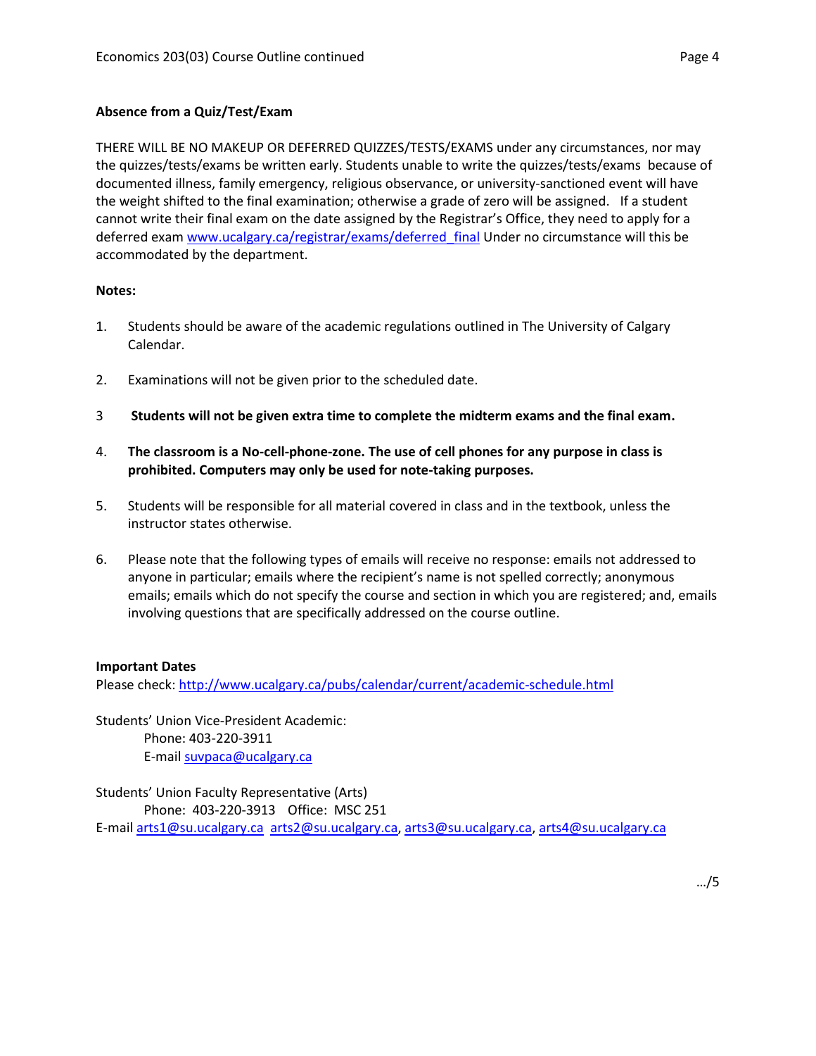**Absence from a Quiz/Test/Exam**

THERE WILL BE NO MAKEUP OR DEFERRED QUIZZES/TESTS/EXAMS under any circumstances, nor may the quizzes/tests/exams be written early. Students unable to write the quizzes/tests/exams because of documented illness, family emergency, religious observance, or university-sanctioned event will have the weight shifted to the final examination; otherwise a grade of zero will be assigned. If a student cannot write their final exam on the date assigned by the Registrar's Office, they need to apply for a deferred exam www.ucalgary.ca/registrar/exams/deferred_final Under no circumstance will this be accommodated by the department.

**Notes:**

1. Students should be aware of the academic regulations outlined in The University of Calgary Calendar.
2. Examinations will not be given prior to the scheduled date.
3. **Students will not be given extra time to complete the midterm exams and the final exam.**
4. **The classroom is a No-cell-phone-zone. The use of cell phones for any purpose in class is prohibited. Computers may only be used for note-taking purposes.**
5. Students will be responsible for all material covered in class and in the textbook, unless the instructor states otherwise.
6. Please note that the following types of emails will receive no response: emails not addressed to anyone in particular; emails where the recipient's name is not spelled correctly; anonymous emails; emails which do not specify the course and section in which you are registered; and, emails involving questions that are specifically addressed on the course outline.

**Important Dates**
Please check: http://www.ucalgary.ca/pubs/calendar/current/academic-schedule.html

Students' Union Vice-President Academic:
Phone: 403-220-3911
E-mail suvpaca@ucalgary.ca

Students' Union Faculty Representative (Arts)
Phone: 403-220-3913 Office: MSC 251
E-mail arts1@su.ucalgary.ca arts2@su.ucalgary.ca, arts3@su.ucalgary.ca, arts4@su.ucalgary.ca

…/5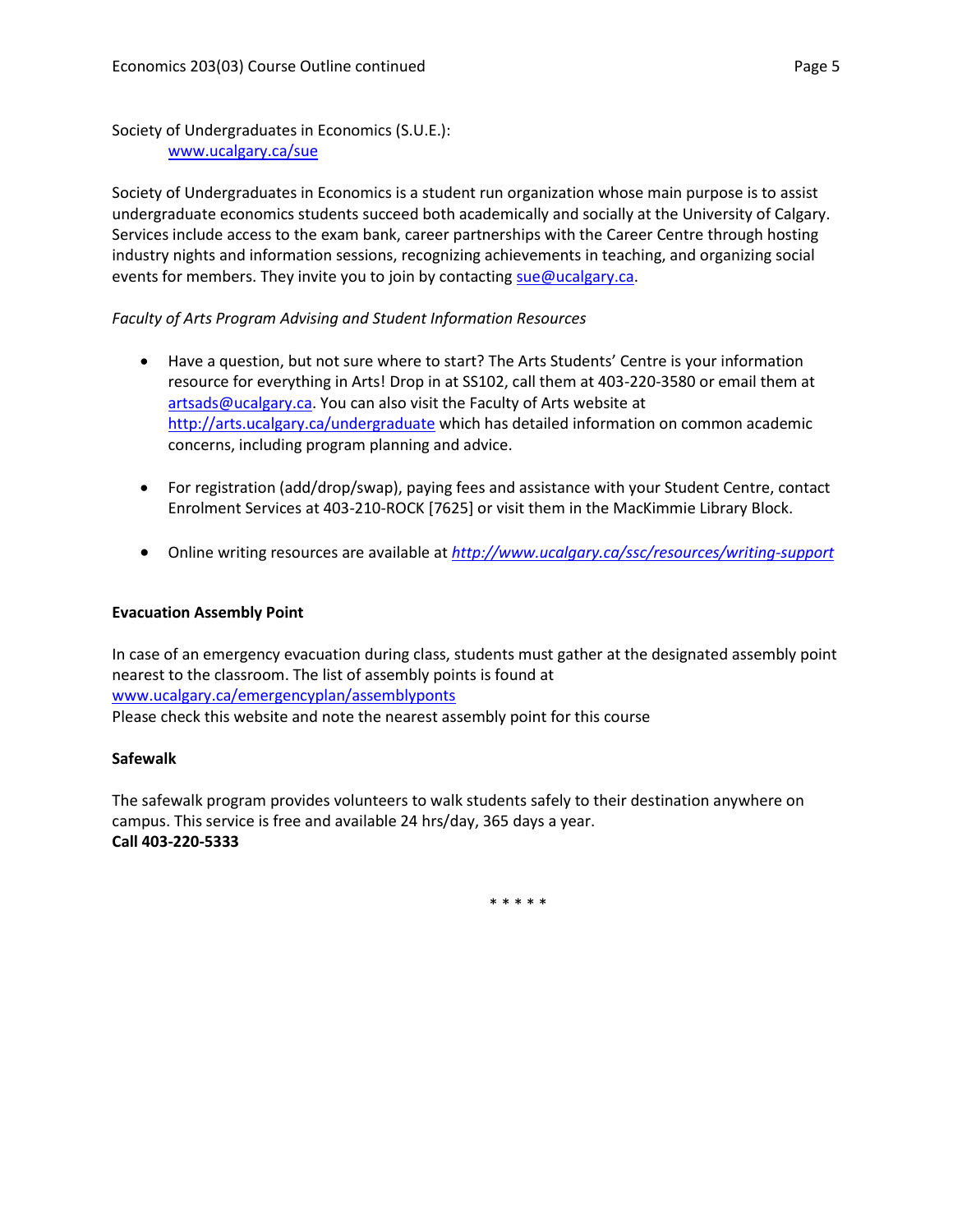Society of Undergraduates in Economics (S.U.E.):
www.ucalgary.ca/sue

Society of Undergraduates in Economics is a student run organization whose main purpose is to assist undergraduate economics students succeed both academically and socially at the University of Calgary. Services include access to the exam bank, career partnerships with the Career Centre through hosting industry nights and information sessions, recognizing achievements in teaching, and organizing social events for members. They invite you to join by contacting sue@ucalgary.ca.

*Faculty of Arts Program Advising and Student Information Resources*

- Have a question, but not sure where to start? The Arts Students' Centre is your information resource for everything in Arts! Drop in at SS102, call them at 403-220-3580 or email them at artsads@ucalgary.ca. You can also visit the Faculty of Arts website at http://arts.ucalgary.ca/undergraduate which has detailed information on common academic concerns, including program planning and advice.

- For registration (add/drop/swap), paying fees and assistance with your Student Centre, contact Enrolment Services at 403-210-ROCK [7625] or visit them in the MacKimmie Library Block.

- Online writing resources are available at *http://www.ucalgary.ca/ssc/resources/writing-support*

**Evacuation Assembly Point**

In case of an emergency evacuation during class, students must gather at the designated assembly point nearest to the classroom. The list of assembly points is found at
www.ucalgary.ca/emergencyplan/assemblyponts
Please check this website and note the nearest assembly point for this course

**Safewalk**

The safewalk program provides volunteers to walk students safely to their destination anywhere on campus. This service is free and available 24 hrs/day, 365 days a year.
**Call 403-220-5333**

\* \* \* \* \*